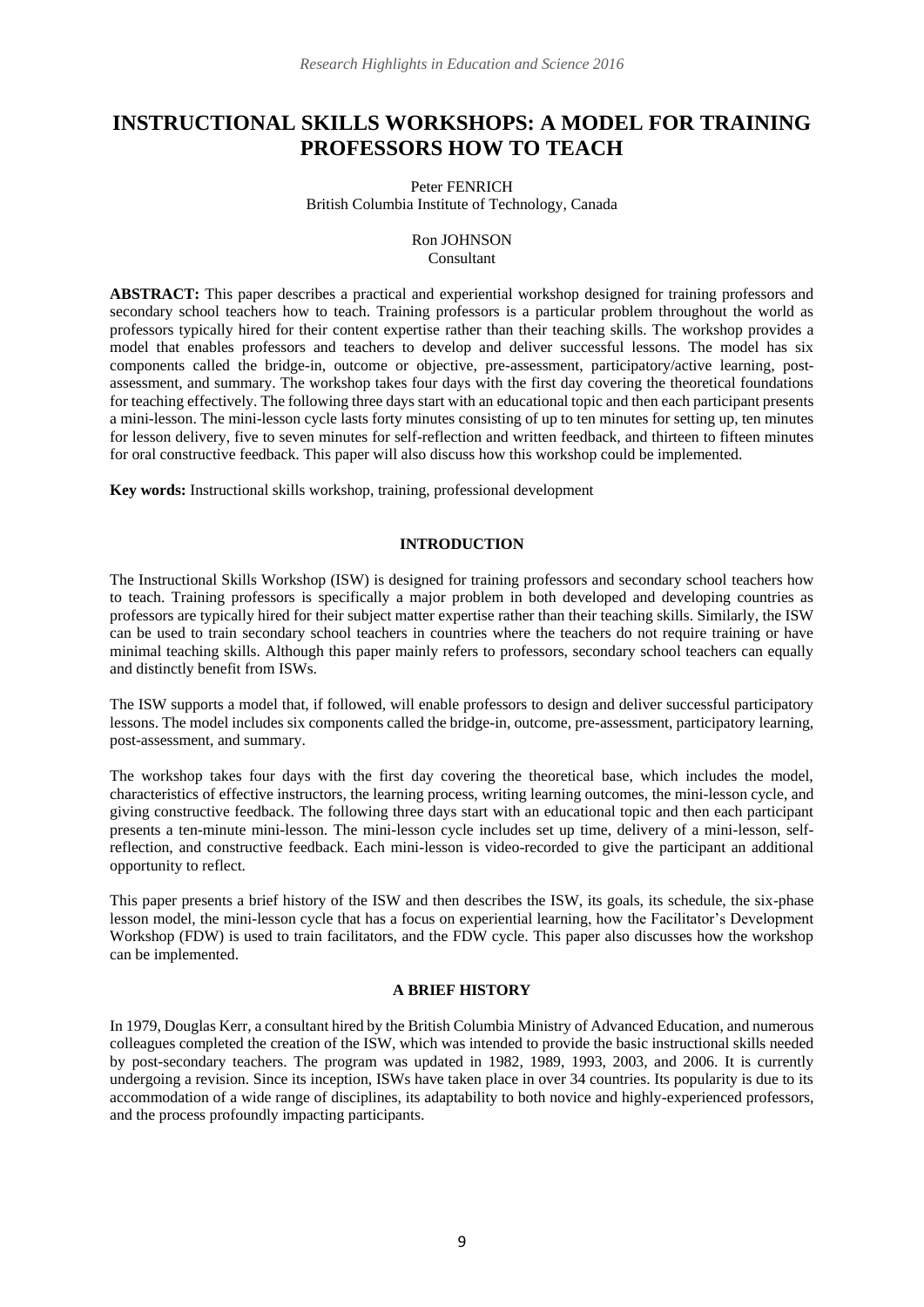# INSTRUCTIONAL SKILLS WORKSHOPS: A MODEL FOR TRAINING PROFESSORS HOW TO TEACH

Peter FENRICH
British Columbia Institute of Technology, Canada

Ron JOHNSON
Consultant

**ABSTRACT:** This paper describes a practical and experiential workshop designed for training professors and secondary school teachers how to teach. Training professors is a particular problem throughout the world as professors typically hired for their content expertise rather than their teaching skills. The workshop provides a model that enables professors and teachers to develop and deliver successful lessons. The model has six components called the bridge-in, outcome or objective, pre-assessment, participatory/active learning, post-assessment, and summary. The workshop takes four days with the first day covering the theoretical foundations for teaching effectively. The following three days start with an educational topic and then each participant presents a mini-lesson. The mini-lesson cycle lasts forty minutes consisting of up to ten minutes for setting up, ten minutes for lesson delivery, five to seven minutes for self-reflection and written feedback, and thirteen to fifteen minutes for oral constructive feedback. This paper will also discuss how this workshop could be implemented.

**Key words:** Instructional skills workshop, training, professional development

## INTRODUCTION

The Instructional Skills Workshop (ISW) is designed for training professors and secondary school teachers how to teach. Training professors is specifically a major problem in both developed and developing countries as professors are typically hired for their subject matter expertise rather than their teaching skills. Similarly, the ISW can be used to train secondary school teachers in countries where the teachers do not require training or have minimal teaching skills. Although this paper mainly refers to professors, secondary school teachers can equally and distinctly benefit from ISWs.

The ISW supports a model that, if followed, will enable professors to design and deliver successful participatory lessons. The model includes six components called the bridge-in, outcome, pre-assessment, participatory learning, post-assessment, and summary.

The workshop takes four days with the first day covering the theoretical base, which includes the model, characteristics of effective instructors, the learning process, writing learning outcomes, the mini-lesson cycle, and giving constructive feedback. The following three days start with an educational topic and then each participant presents a ten-minute mini-lesson. The mini-lesson cycle includes set up time, delivery of a mini-lesson, self-reflection, and constructive feedback. Each mini-lesson is video-recorded to give the participant an additional opportunity to reflect.

This paper presents a brief history of the ISW and then describes the ISW, its goals, its schedule, the six-phase lesson model, the mini-lesson cycle that has a focus on experiential learning, how the Facilitator's Development Workshop (FDW) is used to train facilitators, and the FDW cycle. This paper also discusses how the workshop can be implemented.

## A BRIEF HISTORY

In 1979, Douglas Kerr, a consultant hired by the British Columbia Ministry of Advanced Education, and numerous colleagues completed the creation of the ISW, which was intended to provide the basic instructional skills needed by post-secondary teachers. The program was updated in 1982, 1989, 1993, 2003, and 2006. It is currently undergoing a revision. Since its inception, ISWs have taken place in over 34 countries. Its popularity is due to its accommodation of a wide range of disciplines, its adaptability to both novice and highly-experienced professors, and the process profoundly impacting participants.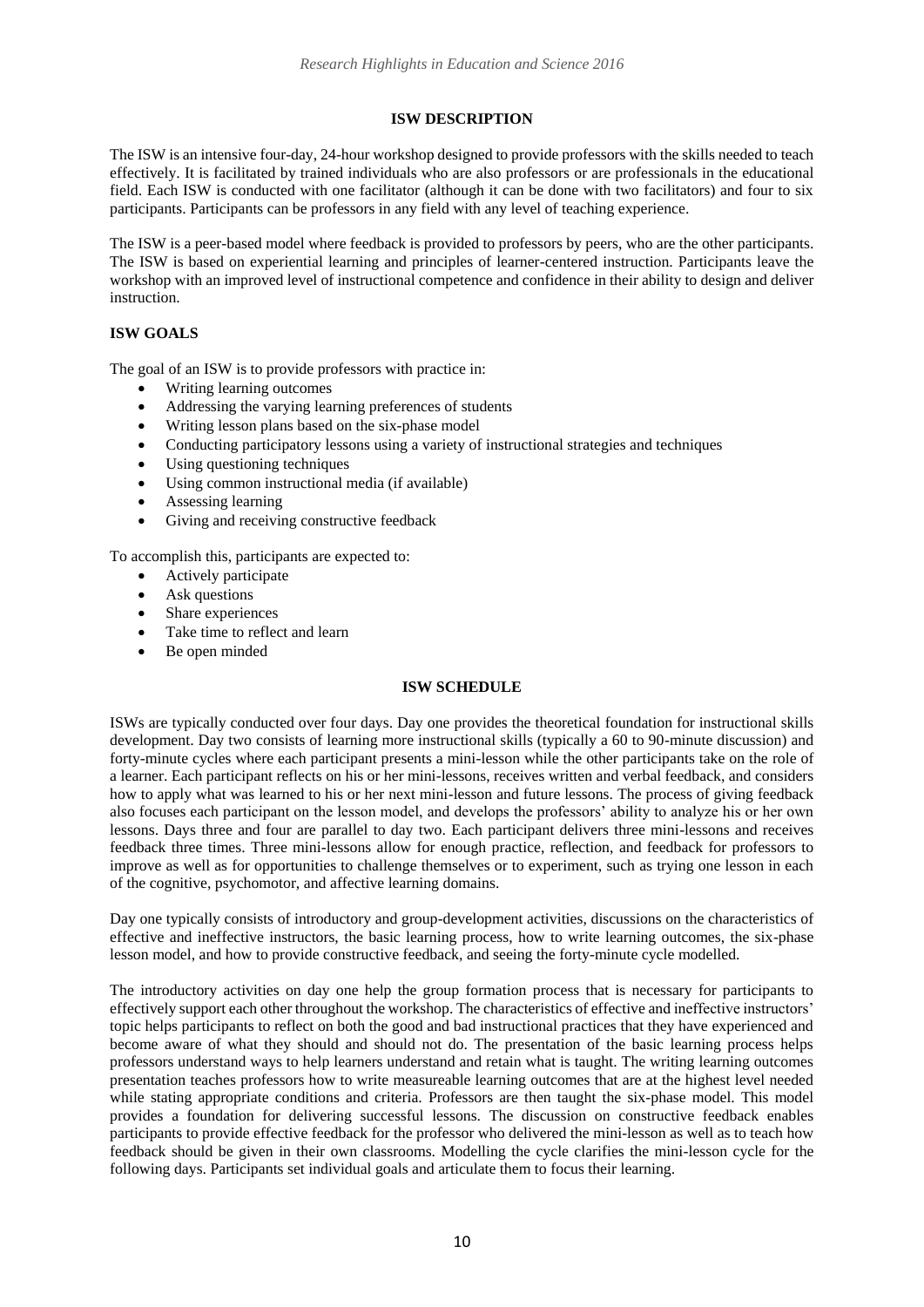## ISW DESCRIPTION

The ISW is an intensive four-day, 24-hour workshop designed to provide professors with the skills needed to teach effectively. It is facilitated by trained individuals who are also professors or are professionals in the educational field. Each ISW is conducted with one facilitator (although it can be done with two facilitators) and four to six participants. Participants can be professors in any field with any level of teaching experience.

The ISW is a peer-based model where feedback is provided to professors by peers, who are the other participants. The ISW is based on experiential learning and principles of learner-centered instruction. Participants leave the workshop with an improved level of instructional competence and confidence in their ability to design and deliver instruction.

## ISW GOALS

The goal of an ISW is to provide professors with practice in:

- Writing learning outcomes
- Addressing the varying learning preferences of students
- Writing lesson plans based on the six-phase model
- Conducting participatory lessons using a variety of instructional strategies and techniques
- Using questioning techniques
- Using common instructional media (if available)
- Assessing learning
- Giving and receiving constructive feedback

To accomplish this, participants are expected to:

- Actively participate
- Ask questions
- Share experiences
- Take time to reflect and learn
- Be open minded

## ISW SCHEDULE

ISWs are typically conducted over four days. Day one provides the theoretical foundation for instructional skills development. Day two consists of learning more instructional skills (typically a 60 to 90-minute discussion) and forty-minute cycles where each participant presents a mini-lesson while the other participants take on the role of a learner. Each participant reflects on his or her mini-lessons, receives written and verbal feedback, and considers how to apply what was learned to his or her next mini-lesson and future lessons. The process of giving feedback also focuses each participant on the lesson model, and develops the professors' ability to analyze his or her own lessons. Days three and four are parallel to day two. Each participant delivers three mini-lessons and receives feedback three times. Three mini-lessons allow for enough practice, reflection, and feedback for professors to improve as well as for opportunities to challenge themselves or to experiment, such as trying one lesson in each of the cognitive, psychomotor, and affective learning domains.

Day one typically consists of introductory and group-development activities, discussions on the characteristics of effective and ineffective instructors, the basic learning process, how to write learning outcomes, the six-phase lesson model, and how to provide constructive feedback, and seeing the forty-minute cycle modelled.

The introductory activities on day one help the group formation process that is necessary for participants to effectively support each other throughout the workshop. The characteristics of effective and ineffective instructors' topic helps participants to reflect on both the good and bad instructional practices that they have experienced and become aware of what they should and should not do. The presentation of the basic learning process helps professors understand ways to help learners understand and retain what is taught. The writing learning outcomes presentation teaches professors how to write measureable learning outcomes that are at the highest level needed while stating appropriate conditions and criteria. Professors are then taught the six-phase model. This model provides a foundation for delivering successful lessons. The discussion on constructive feedback enables participants to provide effective feedback for the professor who delivered the mini-lesson as well as to teach how feedback should be given in their own classrooms. Modelling the cycle clarifies the mini-lesson cycle for the following days. Participants set individual goals and articulate them to focus their learning.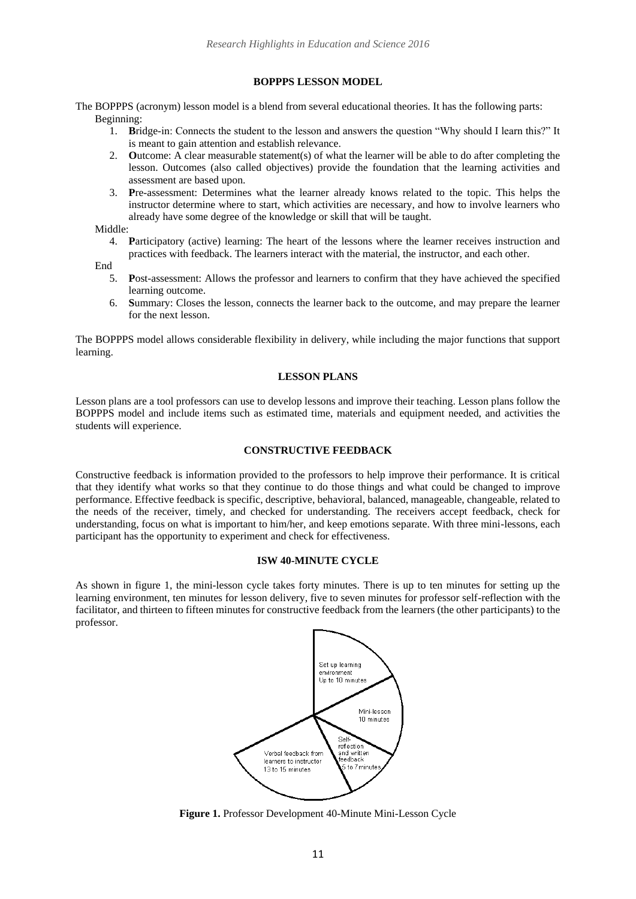## BOPPPS LESSON MODEL

The BOPPPS (acronym) lesson model is a blend from several educational theories. It has the following parts:

Beginning:

1. **B**ridge-in: Connects the student to the lesson and answers the question "Why should I learn this?" It is meant to gain attention and establish relevance.
2. **O**utcome: A clear measurable statement(s) of what the learner will be able to do after completing the lesson. Outcomes (also called objectives) provide the foundation that the learning activities and assessment are based upon.
3. **P**re-assessment: Determines what the learner already knows related to the topic. This helps the instructor determine where to start, which activities are necessary, and how to involve learners who already have some degree of the knowledge or skill that will be taught.

Middle:

4. **P**articipatory (active) learning: The heart of the lessons where the learner receives instruction and practices with feedback. The learners interact with the material, the instructor, and each other.

End

5. **P**ost-assessment: Allows the professor and learners to confirm that they have achieved the specified learning outcome.
6. **S**ummary: Closes the lesson, connects the learner back to the outcome, and may prepare the learner for the next lesson.

The BOPPPS model allows considerable flexibility in delivery, while including the major functions that support learning.

## LESSON PLANS

Lesson plans are a tool professors can use to develop lessons and improve their teaching. Lesson plans follow the BOPPPS model and include items such as estimated time, materials and equipment needed, and activities the students will experience.

## CONSTRUCTIVE FEEDBACK

Constructive feedback is information provided to the professors to help improve their performance. It is critical that they identify what works so that they continue to do those things and what could be changed to improve performance. Effective feedback is specific, descriptive, behavioral, balanced, manageable, changeable, related to the needs of the receiver, timely, and checked for understanding. The receivers accept feedback, check for understanding, focus on what is important to him/her, and keep emotions separate. With three mini-lessons, each participant has the opportunity to experiment and check for effectiveness.

## ISW 40-MINUTE CYCLE

As shown in figure 1, the mini-lesson cycle takes forty minutes. There is up to ten minutes for setting up the learning environment, ten minutes for lesson delivery, five to seven minutes for professor self-reflection with the facilitator, and thirteen to fifteen minutes for constructive feedback from the learners (the other participants) to the professor.

Set up learning environment Up to 10 minutes

Mini-lesson 10 minutes

Self-reflection and written feedback 5 to 7 minutes

Verbal feedback from learners to instructor 13 to 15 minutes

**Figure 1.** Professor Development 40-Minute Mini-Lesson Cycle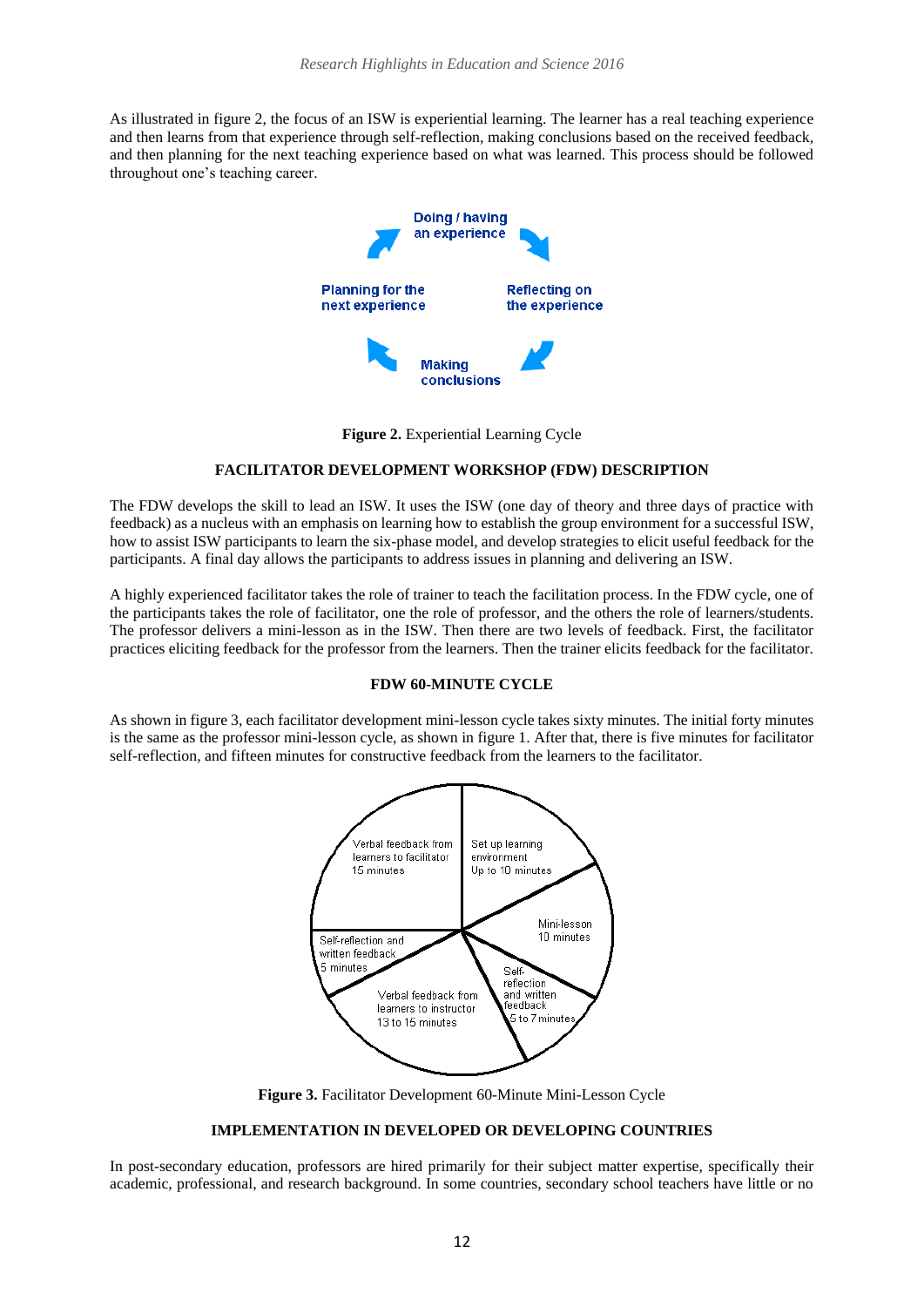As illustrated in figure 2, the focus of an ISW is experiential learning. The learner has a real teaching experience and then learns from that experience through self-reflection, making conclusions based on the received feedback, and then planning for the next teaching experience based on what was learned. This process should be followed throughout one's teaching career.

Doing / having an experience

Reflecting on the experience

Making conclusions

Planning for the next experience

**Figure 2.** Experiential Learning Cycle

## FACILITATOR DEVELOPMENT WORKSHOP (FDW) DESCRIPTION

The FDW develops the skill to lead an ISW. It uses the ISW (one day of theory and three days of practice with feedback) as a nucleus with an emphasis on learning how to establish the group environment for a successful ISW, how to assist ISW participants to learn the six-phase model, and develop strategies to elicit useful feedback for the participants. A final day allows the participants to address issues in planning and delivering an ISW.

A highly experienced facilitator takes the role of trainer to teach the facilitation process. In the FDW cycle, one of the participants takes the role of facilitator, one the role of professor, and the others the role of learners/students. The professor delivers a mini-lesson as in the ISW. Then there are two levels of feedback. First, the facilitator practices eliciting feedback for the professor from the learners. Then the trainer elicits feedback for the facilitator.

## FDW 60-MINUTE CYCLE

As shown in figure 3, each facilitator development mini-lesson cycle takes sixty minutes. The initial forty minutes is the same as the professor mini-lesson cycle, as shown in figure 1. After that, there is five minutes for facilitator self-reflection, and fifteen minutes for constructive feedback from the learners to the facilitator.

Set up learning environment Up to 10 minutes

Mini-lesson 10 minutes

Self-reflection and written feedback 5 to 7 minutes

Verbal feedback from learners to instructor 13 to 15 minutes

Self-reflection and written feedback 5 minutes

Verbal feedback from learners to facilitator 15 minutes

**Figure 3.** Facilitator Development 60-Minute Mini-Lesson Cycle

## IMPLEMENTATION IN DEVELOPED OR DEVELOPING COUNTRIES

In post-secondary education, professors are hired primarily for their subject matter expertise, specifically their academic, professional, and research background. In some countries, secondary school teachers have little or no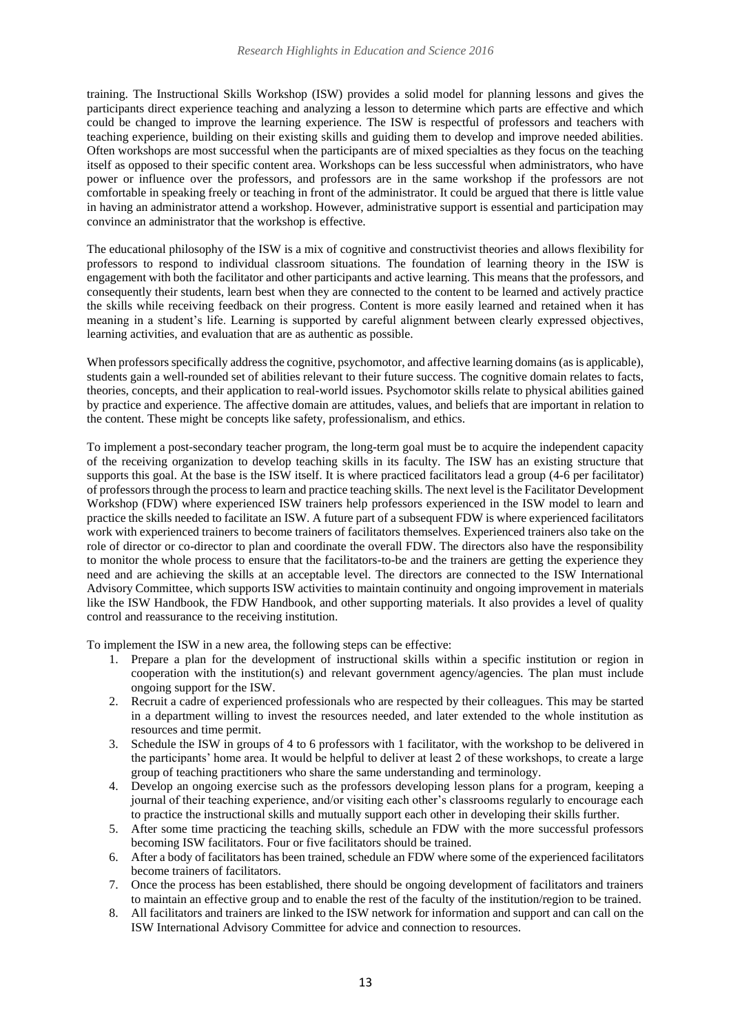training. The Instructional Skills Workshop (ISW) provides a solid model for planning lessons and gives the participants direct experience teaching and analyzing a lesson to determine which parts are effective and which could be changed to improve the learning experience. The ISW is respectful of professors and teachers with teaching experience, building on their existing skills and guiding them to develop and improve needed abilities. Often workshops are most successful when the participants are of mixed specialties as they focus on the teaching itself as opposed to their specific content area. Workshops can be less successful when administrators, who have power or influence over the professors, and professors are in the same workshop if the professors are not comfortable in speaking freely or teaching in front of the administrator. It could be argued that there is little value in having an administrator attend a workshop. However, administrative support is essential and participation may convince an administrator that the workshop is effective.

The educational philosophy of the ISW is a mix of cognitive and constructivist theories and allows flexibility for professors to respond to individual classroom situations. The foundation of learning theory in the ISW is engagement with both the facilitator and other participants and active learning. This means that the professors, and consequently their students, learn best when they are connected to the content to be learned and actively practice the skills while receiving feedback on their progress. Content is more easily learned and retained when it has meaning in a student's life. Learning is supported by careful alignment between clearly expressed objectives, learning activities, and evaluation that are as authentic as possible.

When professors specifically address the cognitive, psychomotor, and affective learning domains (as is applicable), students gain a well-rounded set of abilities relevant to their future success. The cognitive domain relates to facts, theories, concepts, and their application to real-world issues. Psychomotor skills relate to physical abilities gained by practice and experience. The affective domain are attitudes, values, and beliefs that are important in relation to the content. These might be concepts like safety, professionalism, and ethics.

To implement a post-secondary teacher program, the long-term goal must be to acquire the independent capacity of the receiving organization to develop teaching skills in its faculty. The ISW has an existing structure that supports this goal. At the base is the ISW itself. It is where practiced facilitators lead a group (4-6 per facilitator) of professors through the process to learn and practice teaching skills. The next level is the Facilitator Development Workshop (FDW) where experienced ISW trainers help professors experienced in the ISW model to learn and practice the skills needed to facilitate an ISW. A future part of a subsequent FDW is where experienced facilitators work with experienced trainers to become trainers of facilitators themselves. Experienced trainers also take on the role of director or co-director to plan and coordinate the overall FDW. The directors also have the responsibility to monitor the whole process to ensure that the facilitators-to-be and the trainers are getting the experience they need and are achieving the skills at an acceptable level. The directors are connected to the ISW International Advisory Committee, which supports ISW activities to maintain continuity and ongoing improvement in materials like the ISW Handbook, the FDW Handbook, and other supporting materials. It also provides a level of quality control and reassurance to the receiving institution.

To implement the ISW in a new area, the following steps can be effective:

1. Prepare a plan for the development of instructional skills within a specific institution or region in cooperation with the institution(s) and relevant government agency/agencies. The plan must include ongoing support for the ISW.
2. Recruit a cadre of experienced professionals who are respected by their colleagues. This may be started in a department willing to invest the resources needed, and later extended to the whole institution as resources and time permit.
3. Schedule the ISW in groups of 4 to 6 professors with 1 facilitator, with the workshop to be delivered in the participants' home area. It would be helpful to deliver at least 2 of these workshops, to create a large group of teaching practitioners who share the same understanding and terminology.
4. Develop an ongoing exercise such as the professors developing lesson plans for a program, keeping a journal of their teaching experience, and/or visiting each other's classrooms regularly to encourage each to practice the instructional skills and mutually support each other in developing their skills further.
5. After some time practicing the teaching skills, schedule an FDW with the more successful professors becoming ISW facilitators. Four or five facilitators should be trained.
6. After a body of facilitators has been trained, schedule an FDW where some of the experienced facilitators become trainers of facilitators.
7. Once the process has been established, there should be ongoing development of facilitators and trainers to maintain an effective group and to enable the rest of the faculty of the institution/region to be trained.
8. All facilitators and trainers are linked to the ISW network for information and support and can call on the ISW International Advisory Committee for advice and connection to resources.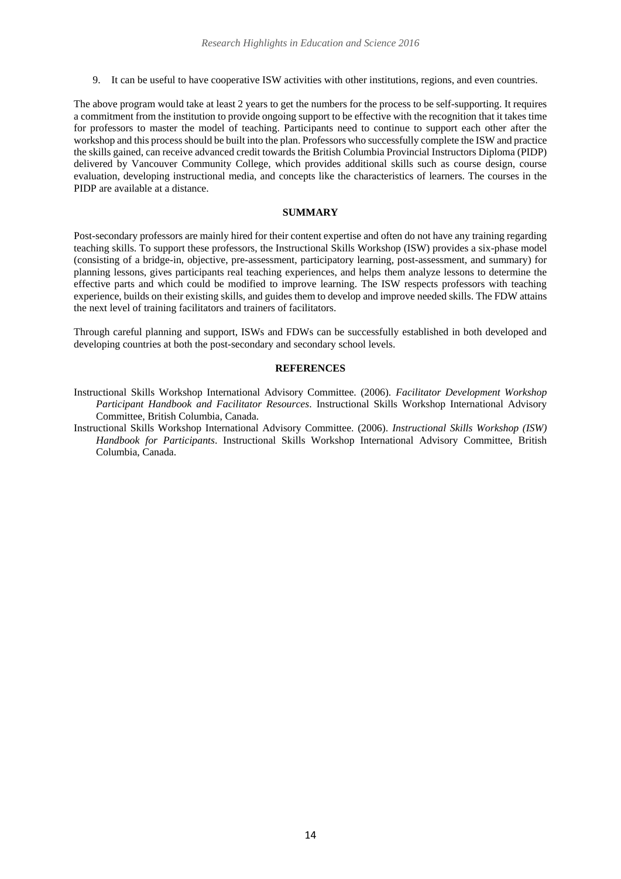9. It can be useful to have cooperative ISW activities with other institutions, regions, and even countries.

The above program would take at least 2 years to get the numbers for the process to be self-supporting. It requires a commitment from the institution to provide ongoing support to be effective with the recognition that it takes time for professors to master the model of teaching. Participants need to continue to support each other after the workshop and this process should be built into the plan. Professors who successfully complete the ISW and practice the skills gained, can receive advanced credit towards the British Columbia Provincial Instructors Diploma (PIDP) delivered by Vancouver Community College, which provides additional skills such as course design, course evaluation, developing instructional media, and concepts like the characteristics of learners. The courses in the PIDP are available at a distance.

## SUMMARY

Post-secondary professors are mainly hired for their content expertise and often do not have any training regarding teaching skills. To support these professors, the Instructional Skills Workshop (ISW) provides a six-phase model (consisting of a bridge-in, objective, pre-assessment, participatory learning, post-assessment, and summary) for planning lessons, gives participants real teaching experiences, and helps them analyze lessons to determine the effective parts and which could be modified to improve learning. The ISW respects professors with teaching experience, builds on their existing skills, and guides them to develop and improve needed skills. The FDW attains the next level of training facilitators and trainers of facilitators.

Through careful planning and support, ISWs and FDWs can be successfully established in both developed and developing countries at both the post-secondary and secondary school levels.

## REFERENCES

Instructional Skills Workshop International Advisory Committee. (2006). *Facilitator Development Workshop Participant Handbook and Facilitator Resources*. Instructional Skills Workshop International Advisory Committee, British Columbia, Canada.

Instructional Skills Workshop International Advisory Committee. (2006). *Instructional Skills Workshop (ISW) Handbook for Participants*. Instructional Skills Workshop International Advisory Committee, British Columbia, Canada.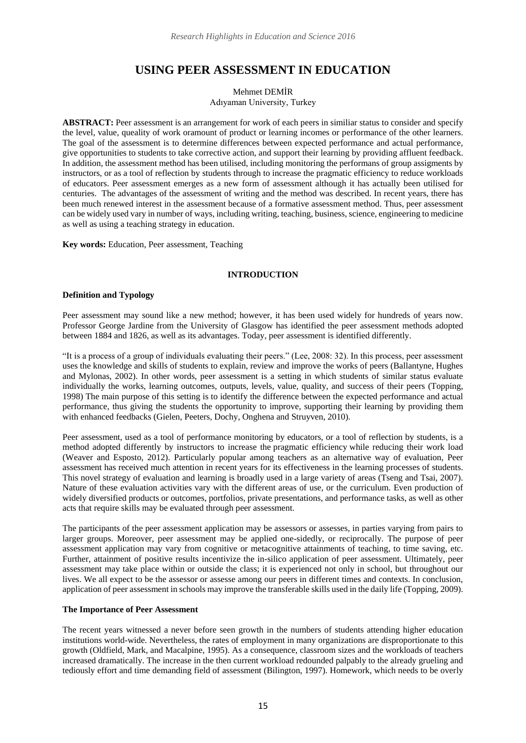# USING PEER ASSESSMENT IN EDUCATION

Mehmet DEMİR
Adıyaman University, Turkey

**ABSTRACT:** Peer assessment is an arrangement for work of each peers in similiar status to consider and specify the level, value, queality of work oramount of product or learning incomes or performance of the other learners. The goal of the assessment is to determine differences between expected performance and actual performance, give opportunities to students to take corrective action, and support their learning by providing affluent feedback. In addition, the assessment method has been utilised, including monitoring the performans of group assigments by instructors, or as a tool of reflection by students through to increase the pragmatic efficiency to reduce workloads of educators. Peer assessment emerges as a new form of assessment although it has actually been utilised for centuries. The advantages of the assessment of writing and the method was described. In recent years, there has been much renewed interest in the assessment because of a formative assessment method. Thus, peer assessment can be widely used vary in number of ways, including writing, teaching, business, science, engineering to medicine as well as using a teaching strategy in education.

**Key words:** Education, Peer assessment, Teaching

## INTRODUCTION

### Definition and Typology

Peer assessment may sound like a new method; however, it has been used widely for hundreds of years now. Professor George Jardine from the University of Glasgow has identified the peer assessment methods adopted between 1884 and 1826, as well as its advantages. Today, peer assessment is identified differently.

"It is a process of a group of individuals evaluating their peers." (Lee, 2008: 32). In this process, peer assessment uses the knowledge and skills of students to explain, review and improve the works of peers (Ballantyne, Hughes and Mylonas, 2002). In other words, peer assessment is a setting in which students of similar status evaluate individually the works, learning outcomes, outputs, levels, value, quality, and success of their peers (Topping, 1998) The main purpose of this setting is to identify the difference between the expected performance and actual performance, thus giving the students the opportunity to improve, supporting their learning by providing them with enhanced feedbacks (Gielen, Peeters, Dochy, Onghena and Struyven, 2010).

Peer assessment, used as a tool of performance monitoring by educators, or a tool of reflection by students, is a method adopted differently by instructors to increase the pragmatic efficiency while reducing their work load (Weaver and Esposto, 2012). Particularly popular among teachers as an alternative way of evaluation, Peer assessment has received much attention in recent years for its effectiveness in the learning processes of students. This novel strategy of evaluation and learning is broadly used in a large variety of areas (Tseng and Tsai, 2007). Nature of these evaluation activities vary with the different areas of use, or the curriculum. Even production of widely diversified products or outcomes, portfolios, private presentations, and performance tasks, as well as other acts that require skills may be evaluated through peer assessment.

The participants of the peer assessment application may be assessors or assesses, in parties varying from pairs to larger groups. Moreover, peer assessment may be applied one-sidedly, or reciprocally. The purpose of peer assessment application may vary from cognitive or metacognitive attainments of teaching, to time saving, etc. Further, attainment of positive results incentivize the in-silico application of peer assessment. Ultimately, peer assessment may take place within or outside the class; it is experienced not only in school, but throughout our lives. We all expect to be the assessor or assesse among our peers in different times and contexts. In conclusion, application of peer assessment in schools may improve the transferable skills used in the daily life (Topping, 2009).

### The Importance of Peer Assessment

The recent years witnessed a never before seen growth in the numbers of students attending higher education institutions world-wide. Nevertheless, the rates of employment in many organizations are disproportionate to this growth (Oldfield, Mark, and Macalpine, 1995). As a consequence, classroom sizes and the workloads of teachers increased dramatically. The increase in the then current workload redounded palpably to the already grueling and tediously effort and time demanding field of assessment (Bilington, 1997). Homework, which needs to be overly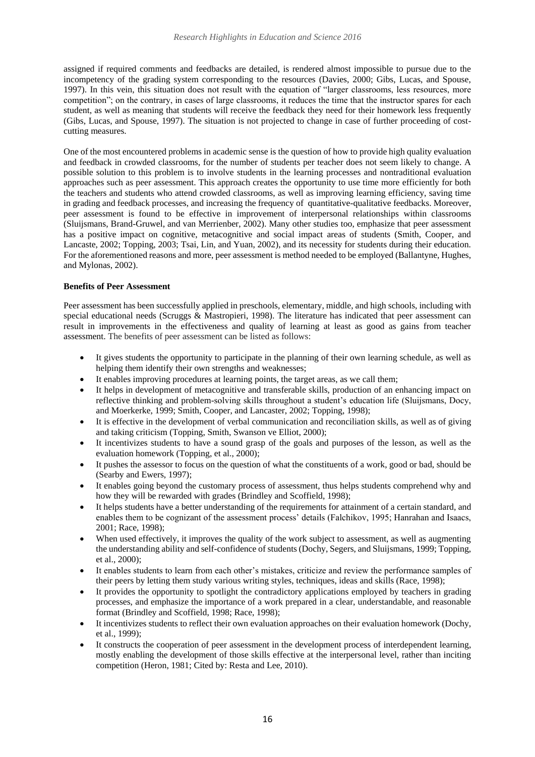assigned if required comments and feedbacks are detailed, is rendered almost impossible to pursue due to the incompetency of the grading system corresponding to the resources (Davies, 2000; Gibs, Lucas, and Spouse, 1997). In this vein, this situation does not result with the equation of "larger classrooms, less resources, more competition"; on the contrary, in cases of large classrooms, it reduces the time that the instructor spares for each student, as well as meaning that students will receive the feedback they need for their homework less frequently (Gibs, Lucas, and Spouse, 1997). The situation is not projected to change in case of further proceeding of cost-cutting measures.

One of the most encountered problems in academic sense is the question of how to provide high quality evaluation and feedback in crowded classrooms, for the number of students per teacher does not seem likely to change. A possible solution to this problem is to involve students in the learning processes and nontraditional evaluation approaches such as peer assessment. This approach creates the opportunity to use time more efficiently for both the teachers and students who attend crowded classrooms, as well as improving learning efficiency, saving time in grading and feedback processes, and increasing the frequency of quantitative-qualitative feedbacks. Moreover, peer assessment is found to be effective in improvement of interpersonal relationships within classrooms (Sluijsmans, Brand-Gruwel, and van Merrienber, 2002). Many other studies too, emphasize that peer assessment has a positive impact on cognitive, metacognitive and social impact areas of students (Smith, Cooper, and Lancaste, 2002; Topping, 2003; Tsai, Lin, and Yuan, 2002), and its necessity for students during their education. For the aforementioned reasons and more, peer assessment is method needed to be employed (Ballantyne, Hughes, and Mylonas, 2002).

**Benefits of Peer Assessment**

Peer assessment has been successfully applied in preschools, elementary, middle, and high schools, including with special educational needs (Scruggs & Mastropieri, 1998). The literature has indicated that peer assessment can result in improvements in the effectiveness and quality of learning at least as good as gains from teacher assessment. The benefits of peer assessment can be listed as follows:

- It gives students the opportunity to participate in the planning of their own learning schedule, as well as helping them identify their own strengths and weaknesses;
- It enables improving procedures at learning points, the target areas, as we call them;
- It helps in development of metacognitive and transferable skills, production of an enhancing impact on reflective thinking and problem-solving skills throughout a student's education life (Sluijsmans, Docy, and Moerkerke, 1999; Smith, Cooper, and Lancaster, 2002; Topping, 1998);
- It is effective in the development of verbal communication and reconciliation skills, as well as of giving and taking criticism (Topping, Smith, Swanson ve Elliot, 2000);
- It incentivizes students to have a sound grasp of the goals and purposes of the lesson, as well as the evaluation homework (Topping, et al., 2000);
- It pushes the assessor to focus on the question of what the constituents of a work, good or bad, should be (Searby and Ewers, 1997);
- It enables going beyond the customary process of assessment, thus helps students comprehend why and how they will be rewarded with grades (Brindley and Scoffield, 1998);
- It helps students have a better understanding of the requirements for attainment of a certain standard, and enables them to be cognizant of the assessment process' details (Falchikov, 1995; Hanrahan and Isaacs, 2001; Race, 1998);
- When used effectively, it improves the quality of the work subject to assessment, as well as augmenting the understanding ability and self-confidence of students (Dochy, Segers, and Sluijsmans, 1999; Topping, et al., 2000);
- It enables students to learn from each other's mistakes, criticize and review the performance samples of their peers by letting them study various writing styles, techniques, ideas and skills (Race, 1998);
- It provides the opportunity to spotlight the contradictory applications employed by teachers in grading processes, and emphasize the importance of a work prepared in a clear, understandable, and reasonable format (Brindley and Scoffield, 1998; Race, 1998);
- It incentivizes students to reflect their own evaluation approaches on their evaluation homework (Dochy, et al., 1999);
- It constructs the cooperation of peer assessment in the development process of interdependent learning, mostly enabling the development of those skills effective at the interpersonal level, rather than inciting competition (Heron, 1981; Cited by: Resta and Lee, 2010).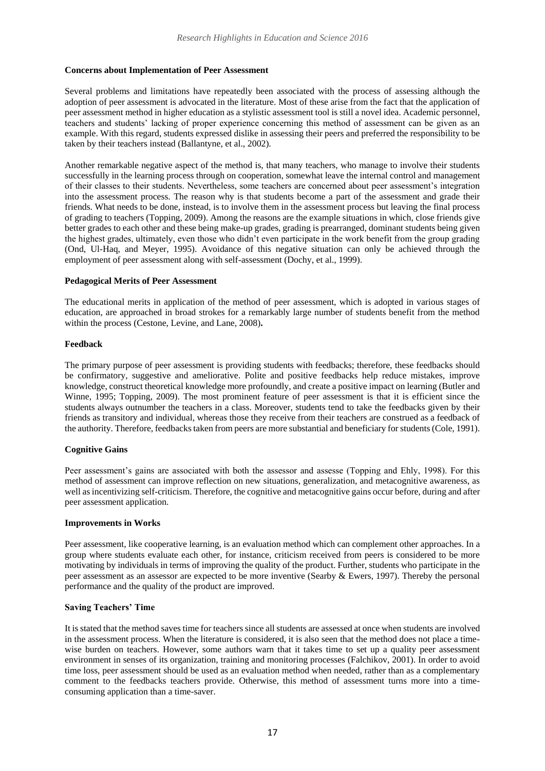**Concerns about Implementation of Peer Assessment**

Several problems and limitations have repeatedly been associated with the process of assessing although the adoption of peer assessment is advocated in the literature. Most of these arise from the fact that the application of peer assessment method in higher education as a stylistic assessment tool is still a novel idea. Academic personnel, teachers and students' lacking of proper experience concerning this method of assessment can be given as an example. With this regard, students expressed dislike in assessing their peers and preferred the responsibility to be taken by their teachers instead (Ballantyne, et al., 2002).

Another remarkable negative aspect of the method is, that many teachers, who manage to involve their students successfully in the learning process through on cooperation, somewhat leave the internal control and management of their classes to their students. Nevertheless, some teachers are concerned about peer assessment's integration into the assessment process. The reason why is that students become a part of the assessment and grade their friends. What needs to be done, instead, is to involve them in the assessment process but leaving the final process of grading to teachers (Topping, 2009). Among the reasons are the example situations in which, close friends give better grades to each other and these being make-up grades, grading is prearranged, dominant students being given the highest grades, ultimately, even those who didn't even participate in the work benefit from the group grading (Ond, Ul-Haq, and Meyer, 1995). Avoidance of this negative situation can only be achieved through the employment of peer assessment along with self-assessment (Dochy, et al., 1999).

**Pedagogical Merits of Peer Assessment**

The educational merits in application of the method of peer assessment, which is adopted in various stages of education, are approached in broad strokes for a remarkably large number of students benefit from the method within the process (Cestone, Levine, and Lane, 2008)**.**

**Feedback**

The primary purpose of peer assessment is providing students with feedbacks; therefore, these feedbacks should be confirmatory, suggestive and ameliorative. Polite and positive feedbacks help reduce mistakes, improve knowledge, construct theoretical knowledge more profoundly, and create a positive impact on learning (Butler and Winne, 1995; Topping, 2009). The most prominent feature of peer assessment is that it is efficient since the students always outnumber the teachers in a class. Moreover, students tend to take the feedbacks given by their friends as transitory and individual, whereas those they receive from their teachers are construed as a feedback of the authority. Therefore, feedbacks taken from peers are more substantial and beneficiary for students (Cole, 1991).

**Cognitive Gains**

Peer assessment's gains are associated with both the assessor and assesse (Topping and Ehly, 1998). For this method of assessment can improve reflection on new situations, generalization, and metacognitive awareness, as well as incentivizing self-criticism. Therefore, the cognitive and metacognitive gains occur before, during and after peer assessment application.

**Improvements in Works**

Peer assessment, like cooperative learning, is an evaluation method which can complement other approaches. In a group where students evaluate each other, for instance, criticism received from peers is considered to be more motivating by individuals in terms of improving the quality of the product. Further, students who participate in the peer assessment as an assessor are expected to be more inventive (Searby & Ewers, 1997). Thereby the personal performance and the quality of the product are improved.

**Saving Teachers' Time**

It is stated that the method saves time for teachers since all students are assessed at once when students are involved in the assessment process. When the literature is considered, it is also seen that the method does not place a time-wise burden on teachers. However, some authors warn that it takes time to set up a quality peer assessment environment in senses of its organization, training and monitoring processes (Falchikov, 2001). In order to avoid time loss, peer assessment should be used as an evaluation method when needed, rather than as a complementary comment to the feedbacks teachers provide. Otherwise, this method of assessment turns more into a time-consuming application than a time-saver.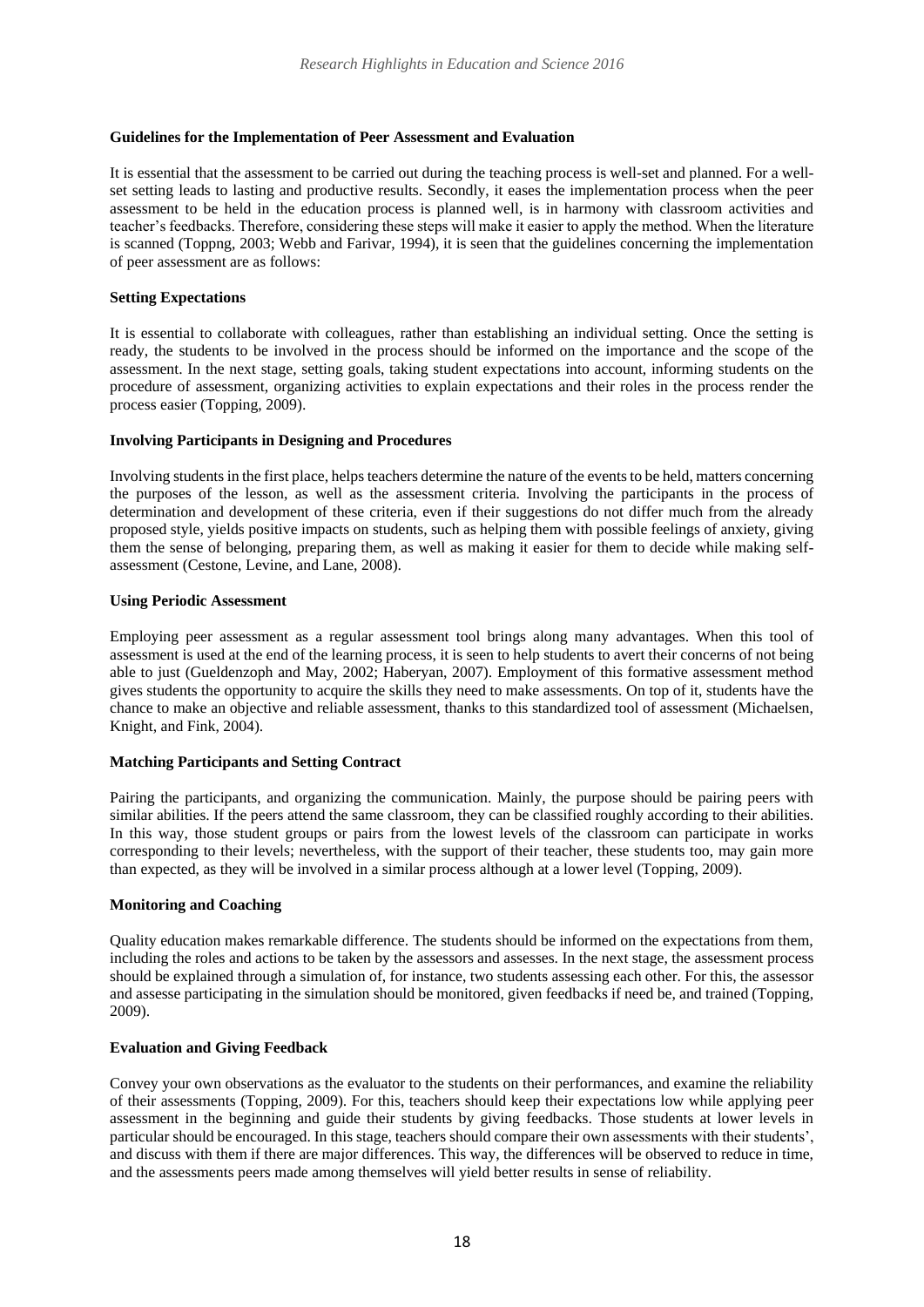### Guidelines for the Implementation of Peer Assessment and Evaluation

It is essential that the assessment to be carried out during the teaching process is well-set and planned. For a well-set setting leads to lasting and productive results. Secondly, it eases the implementation process when the peer assessment to be held in the education process is planned well, is in harmony with classroom activities and teacher's feedbacks. Therefore, considering these steps will make it easier to apply the method. When the literature is scanned (Toppng, 2003; Webb and Farivar, 1994), it is seen that the guidelines concerning the implementation of peer assessment are as follows:

### Setting Expectations

It is essential to collaborate with colleagues, rather than establishing an individual setting. Once the setting is ready, the students to be involved in the process should be informed on the importance and the scope of the assessment. In the next stage, setting goals, taking student expectations into account, informing students on the procedure of assessment, organizing activities to explain expectations and their roles in the process render the process easier (Topping, 2009).

### Involving Participants in Designing and Procedures

Involving students in the first place, helps teachers determine the nature of the events to be held, matters concerning the purposes of the lesson, as well as the assessment criteria. Involving the participants in the process of determination and development of these criteria, even if their suggestions do not differ much from the already proposed style, yields positive impacts on students, such as helping them with possible feelings of anxiety, giving them the sense of belonging, preparing them, as well as making it easier for them to decide while making self-assessment (Cestone, Levine, and Lane, 2008).

### Using Periodic Assessment

Employing peer assessment as a regular assessment tool brings along many advantages. When this tool of assessment is used at the end of the learning process, it is seen to help students to avert their concerns of not being able to just (Gueldenzoph and May, 2002; Haberyan, 2007). Employment of this formative assessment method gives students the opportunity to acquire the skills they need to make assessments. On top of it, students have the chance to make an objective and reliable assessment, thanks to this standardized tool of assessment (Michaelsen, Knight, and Fink, 2004).

### Matching Participants and Setting Contract

Pairing the participants, and organizing the communication. Mainly, the purpose should be pairing peers with similar abilities. If the peers attend the same classroom, they can be classified roughly according to their abilities. In this way, those student groups or pairs from the lowest levels of the classroom can participate in works corresponding to their levels; nevertheless, with the support of their teacher, these students too, may gain more than expected, as they will be involved in a similar process although at a lower level (Topping, 2009).

### Monitoring and Coaching

Quality education makes remarkable difference. The students should be informed on the expectations from them, including the roles and actions to be taken by the assessors and assesses. In the next stage, the assessment process should be explained through a simulation of, for instance, two students assessing each other. For this, the assessor and assesse participating in the simulation should be monitored, given feedbacks if need be, and trained (Topping, 2009).

### Evaluation and Giving Feedback

Convey your own observations as the evaluator to the students on their performances, and examine the reliability of their assessments (Topping, 2009). For this, teachers should keep their expectations low while applying peer assessment in the beginning and guide their students by giving feedbacks. Those students at lower levels in particular should be encouraged. In this stage, teachers should compare their own assessments with their students', and discuss with them if there are major differences. This way, the differences will be observed to reduce in time, and the assessments peers made among themselves will yield better results in sense of reliability.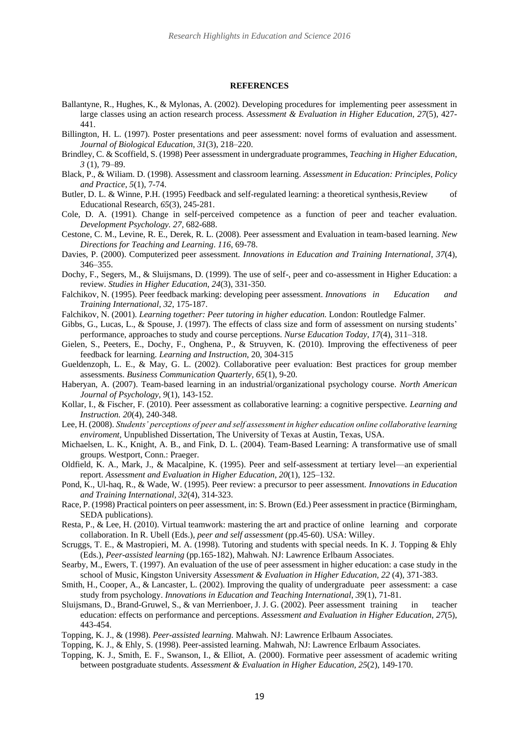## REFERENCES

Ballantyne, R., Hughes, K., & Mylonas, A. (2002). Developing procedures for implementing peer assessment in large classes using an action research process. *Assessment & Evaluation in Higher Education, 27*(5), 427-441.

Billington, H. L. (1997). Poster presentations and peer assessment: novel forms of evaluation and assessment. *Journal of Biological Education, 31*(3), 218–220.

Brindley, C. & Scoffield, S. (1998) Peer assessment in undergraduate programmes, *Teaching in Higher Education, 3* (1), 79–89.

Black, P., & Wiliam. D. (1998). Assessment and classroom learning. *Assessment in Education: Principles, Policy and Practice, 5*(1), 7-74.

Butler, D. L. & Winne, P.H. (1995) Feedback and self-regulated learning: a theoretical synthesis,Review of Educational Research, *65*(3), 245-281.

Cole, D. A. (1991). Change in self-perceived competence as a function of peer and teacher evaluation. *Development Psychology. 27,* 682-688.

Cestone, C. M., Levine, R. E., Derek, R. L. (2008). Peer assessment and Evaluation in team-based learning. *New Directions for Teaching and Learning. 116*, 69-78.

Davies, P. (2000). Computerized peer assessment. *Innovations in Education and Training International, 37*(4), 346–355.

Dochy, F., Segers, M., & Sluijsmans, D. (1999). The use of self-, peer and co-assessment in Higher Education: a review. *Studies in Higher Education, 24*(3), 331-350.

Falchikov, N. (1995). Peer feedback marking: developing peer assessment. *Innovations in Education and Training International, 32*, 175-187.

Falchikov, N. (2001). *Learning together: Peer tutoring in higher education.* London: Routledge Falmer.

Gibbs, G., Lucas, L., & Spouse, J. (1997). The effects of class size and form of assessment on nursing students' performance, approaches to study and course perceptions. *Nurse Education Today, 17*(4), 311–318.

Gielen, S., Peeters, E., Dochy, F., Onghena, P., & Struyven, K. (2010). Improving the effectiveness of peer feedback for learning. *Learning and Instruction*, 20, 304-315

Gueldenzoph, L. E., & May, G. L. (2002). Collaborative peer evaluation: Best practices for group member assessments. *Business Communication Quarterly, 65*(1), 9-20.

Haberyan, A. (2007). Team-based learning in an industrial/organizational psychology course. *North American Journal of Psychology, 9*(1), 143-152.

Kollar, I., & Fischer, F. (2010). Peer assessment as collaborative learning: a cognitive perspective. *Learning and Instruction. 20*(4), 240-348.

Lee, H. (2008). *Students' perceptions of peer and self assessment in higher education online collaborative learning enviroment,* Unpublished Dissertation, The University of Texas at Austin, Texas, USA.

Michaelsen, L. K., Knight, A. B., and Fink, D. L. (2004). Team-Based Learning: A transformative use of small groups. Westport, Conn.: Praeger.

Oldfield, K. A., Mark, J., & Macalpine, K. (1995). Peer and self-assessment at tertiary level—an experiential report. *Assessment and Evaluation in Higher Education, 20*(1), 125–132.

Pond, K., Ul-haq, R., & Wade, W. (1995). Peer review: a precursor to peer assessment. *Innovations in Education and Training International, 32*(4), 314-323.

Race, P. (1998) Practical pointers on peer assessment, in: S. Brown (Ed.) Peer assessment in practice (Birmingham, SEDA publications).

Resta, P., & Lee, H. (2010). Virtual teamwork: mastering the art and practice of online learning and corporate collaboration. In R. Ubell (Eds.), *peer and self assessment* (pp.45-60). USA: Willey.

Scruggs, T. E., & Mastropieri, M. A. (1998). Tutoring and students with special needs. In K. J. Topping & Ehly (Eds.), *Peer-assisted learning* (pp.165-182), Mahwah. NJ: Lawrence Erlbaum Associates.

Searby, M., Ewers, T. (1997). An evaluation of the use of peer assessment in higher education: a case study in the school of Music, Kingston University *Assessment & Evaluation in Higher Education, 22* (4), 371-383.

Smith, H., Cooper, A., & Lancaster, L. (2002). Improving the quality of undergraduate peer assessment: a case study from psychology. *Innovations in Education and Teaching International, 39*(1), 71-81.

Sluijsmans, D., Brand-Gruwel, S., & van Merrienboer, J. J. G. (2002). Peer assessment training in teacher education: effects on performance and perceptions. *Assessment and Evaluation in Higher Education, 27*(5), 443-454.

Topping, K. J., & (1998). *Peer-assisted learning.* Mahwah. NJ: Lawrence Erlbaum Associates.

Topping, K. J., & Ehly, S. (1998). Peer-assisted learning. Mahwah, NJ: Lawrence Erlbaum Associates.

Topping, K. J., Smith, E. F., Swanson, I., & Elliot, A. (2000). Formative peer assessment of academic writing between postgraduate students. *Assessment & Evaluation in Higher Education, 25*(2), 149-170.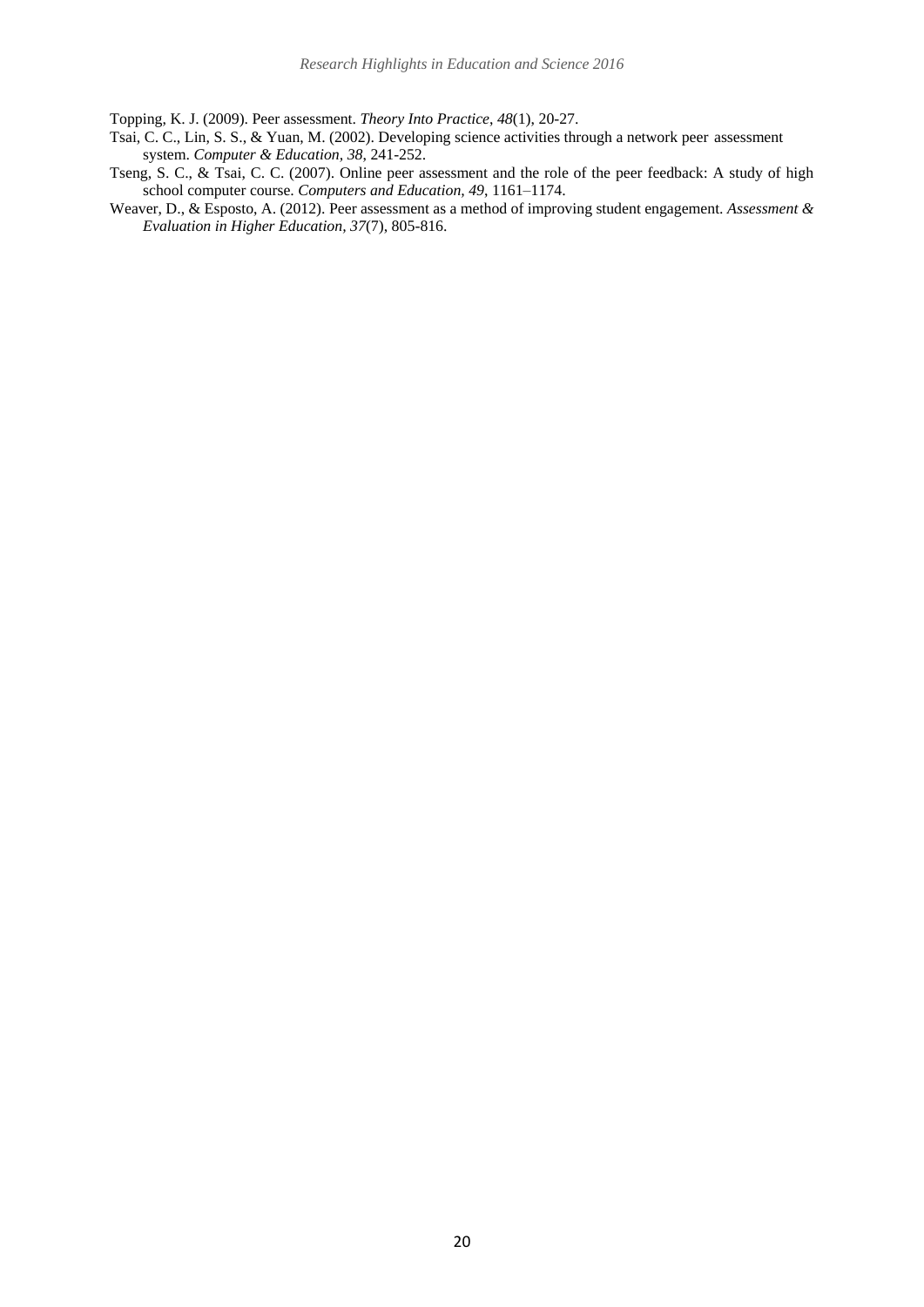Topping, K. J. (2009). Peer assessment. *Theory Into Practice*, *48*(1), 20-27.

Tsai, C. C., Lin, S. S., & Yuan, M. (2002). Developing science activities through a network peer assessment system. *Computer & Education, 38*, 241-252.

Tseng, S. C., & Tsai, C. C. (2007). Online peer assessment and the role of the peer feedback: A study of high school computer course. *Computers and Education, 49*, 1161–1174.

Weaver, D., & Esposto, A. (2012). Peer assessment as a method of improving student engagement. *Assessment & Evaluation in Higher Education*, *37*(7), 805-816.